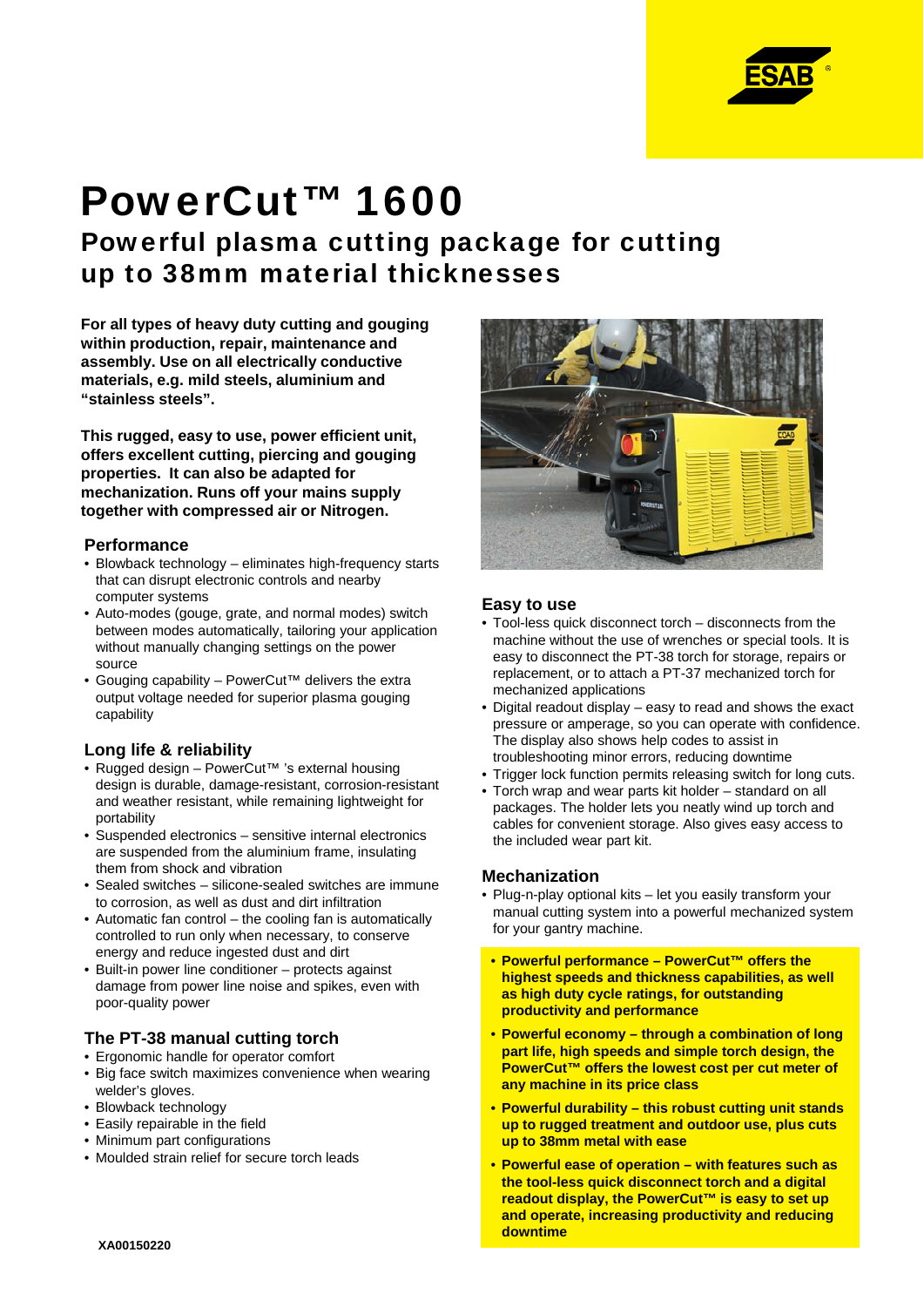# PowerCut™ 1600

## Powerful plasma cutting package for cutting up to 38mm material thicknesses

**For all types of heavy duty cutting and gouging within production, repair, maintenance and assembly. Use on all electrically conductive materials, e.g. mild steels, aluminium and "stainless steels".**

**This rugged, easy to use, power efficient unit, offers excellent cutting, piercing and gouging properties. It can also be adapted for mechanization. Runs off your mains supply together with compressed air or Nitrogen.**

### Performance

- Blowback technology – eliminates high-frequency starts that can disrupt electronic controls and nearby computer systems
- Auto-modes (gouge, grate, and normal modes) switch between modes automatically, tailoring your application without manually changing settings on the power source
- Gouging capability – PowerCut™ delivers the extra output voltage needed for superior plasma gouging capability

### Long life & reliability

- Rugged design – PowerCut™ 's external housing design is durable, damage-resistant, corrosion-resistant and weather resistant, while remaining lightweight for portability
- Suspended electronics – sensitive internal electronics are suspended from the aluminium frame, insulating them from shock and vibration
- Sealed switches – silicone-sealed switches are immune to corrosion, as well as dust and dirt infiltration
- Automatic fan control – the cooling fan is automatically controlled to run only when necessary, to conserve energy and reduce ingested dust and dirt
- Built-in power line conditioner – protects against damage from power line noise and spikes, even with poor-quality power

### The PT-38 manual cutting torch

- Ergonomic handle for operator comfort
- Big face switch maximizes convenience when wearing welder's gloves.
- Blowback technology
- Easily repairable in the field
- Minimum part configurations
- Moulded strain relief for secure torch leads

### Easy to use

- Tool-less quick disconnect torch – disconnects from the machine without the use of wrenches or special tools. It is easy to disconnect the PT-38 torch for storage, repairs or replacement, or to attach a PT-37 mechanized torch for mechanized applications
- Digital readout display – easy to read and shows the exact pressure or amperage, so you can operate with confidence. The display also shows help codes to assist in troubleshooting minor errors, reducing downtime
- Trigger lock function permits releasing switch for long cuts.
- Torch wrap and wear parts kit holder – standard on all packages. The holder lets you neatly wind up torch and cables for convenient storage. Also gives easy access to the included wear part kit.

### Mechanization

- Plug-n-play optional kits – let you easily transform your manual cutting system into a powerful mechanized system for your gantry machine.

- **Powerful performance – PowerCut™ offers the highest speeds and thickness capabilities, as well as high duty cycle ratings, for outstanding productivity and performance**
- **Powerful economy – through a combination of long part life, high speeds and simple torch design, the PowerCut™ offers the lowest cost per cut meter of any machine in its price class**
- **Powerful durability – this robust cutting unit stands up to rugged treatment and outdoor use, plus cuts up to 38mm metal with ease**
- **Powerful ease of operation – with features such as the tool-less quick disconnect torch and a digital readout display, the PowerCut™ is easy to set up and operate, increasing productivity and reducing downtime**

XA00150220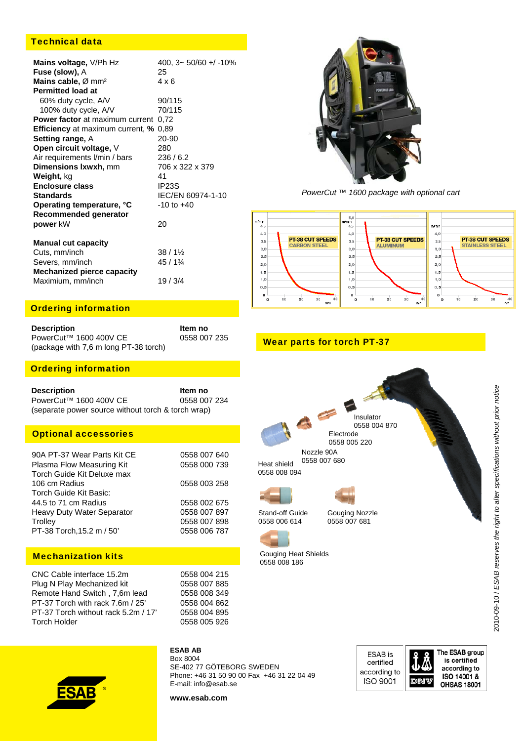## Technical data

| | |
|---|---|
| **Mains voltage,** V/Ph Hz | 400, 3~ 50/60 +/ -10% |
| **Fuse (slow),** A | 25 |
| **Mains cable,** Ø mm² | 4 x 6 |
| **Permitted load at** | |
| 60% duty cycle, A/V | 90/115 |
| 100% duty cycle, A/V | 70/115 |
| **Power factor** at maximum current | 0,72 |
| **Efficiency** at maximum current, **%** | 0,89 |
| **Setting range,** A | 20-90 |
| **Open circuit voltage,** V | 280 |
| Air requirements l/min / bars | 236 / 6.2 |
| **Dimensions lxwxh,** mm | 706 x 322 x 379 |
| **Weight,** kg | 41 |
| **Enclosure class** | IP23S |
| **Standards** | IEC/EN 60974-1-10 |
| **Operating temperature, °C** | -10 to +40 |
| **Recommended generator power** kW | 20 |
| **Manual cut capacity** | |
| Cuts, mm/inch | 38 / 1½ |
| Severs, mm/inch | 45 / 1¾ |
| **Mechanized pierce capacity** | |
| Maximium, mm/inch | 19 / 3/4 |

*PowerCut ™ 1600 package with optional cart*

PT-38 CUT SPEEDS CARBON STEEL

PT-38 CUT SPEEDS ALUMINUM

PT-38 CUT SPEEDS STAINLESS STEEL

## Ordering information

| Description | Item no |
|---|---|
| PowerCut™ 1600 400V CE (package with 7,6 m long PT-38 torch) | 0558 007 235 |

## Ordering information

| Description | Item no |
|---|---|
| PowerCut™ 1600 400V CE (separate power source without torch & torch wrap) | 0558 007 234 |

## Optional accessories

| | |
|---|---|
| 90A PT-37 Wear Parts Kit CE | 0558 007 640 |
| Plasma Flow Measuring Kit | 0558 000 739 |
| Torch Guide Kit Deluxe max 106 cm Radius | 0558 003 258 |
| Torch Guide Kit Basic: 44.5 to 71 cm Radius | 0558 002 675 |
| Heavy Duty Water Separator | 0558 007 897 |
| Trolley | 0558 007 898 |
| PT-38 Torch,15.2 m / 50' | 0558 006 787 |

## Mechanization kits

| | |
|---|---|
| CNC Cable interface 15.2m | 0558 004 215 |
| Plug N Play Mechanized kit | 0558 007 885 |
| Remote Hand Switch , 7,6m lead | 0558 008 349 |
| PT-37 Torch with rack 7.6m / 25' | 0558 004 862 |
| PT-37 Torch without rack 5.2m / 17' | 0558 004 895 |
| Torch Holder | 0558 005 926 |

## Wear parts for torch PT-37

Insulator 0558 004 870

Electrode 0558 005 220

Nozzle 90A 0558 007 680

Heat shield 0558 008 094

Stand-off Guide 0558 006 614

Gouging Nozzle 0558 007 681

Gouging Heat Shields 0558 008 186

*2010-09-10 / ESAB reserves the right to alter specifications without prior notice*

**ESAB AB**
Box 8004
SE-402 77 GÖTEBORG SWEDEN
Phone: +46 31 50 90 00 Fax +46 31 22 04 49
E-mail: info@esab.se

**www.esab.com**

ESAB is certified according to ISO 9001

The ESAB group is certified according to ISO 14001 & OHSAS 18001